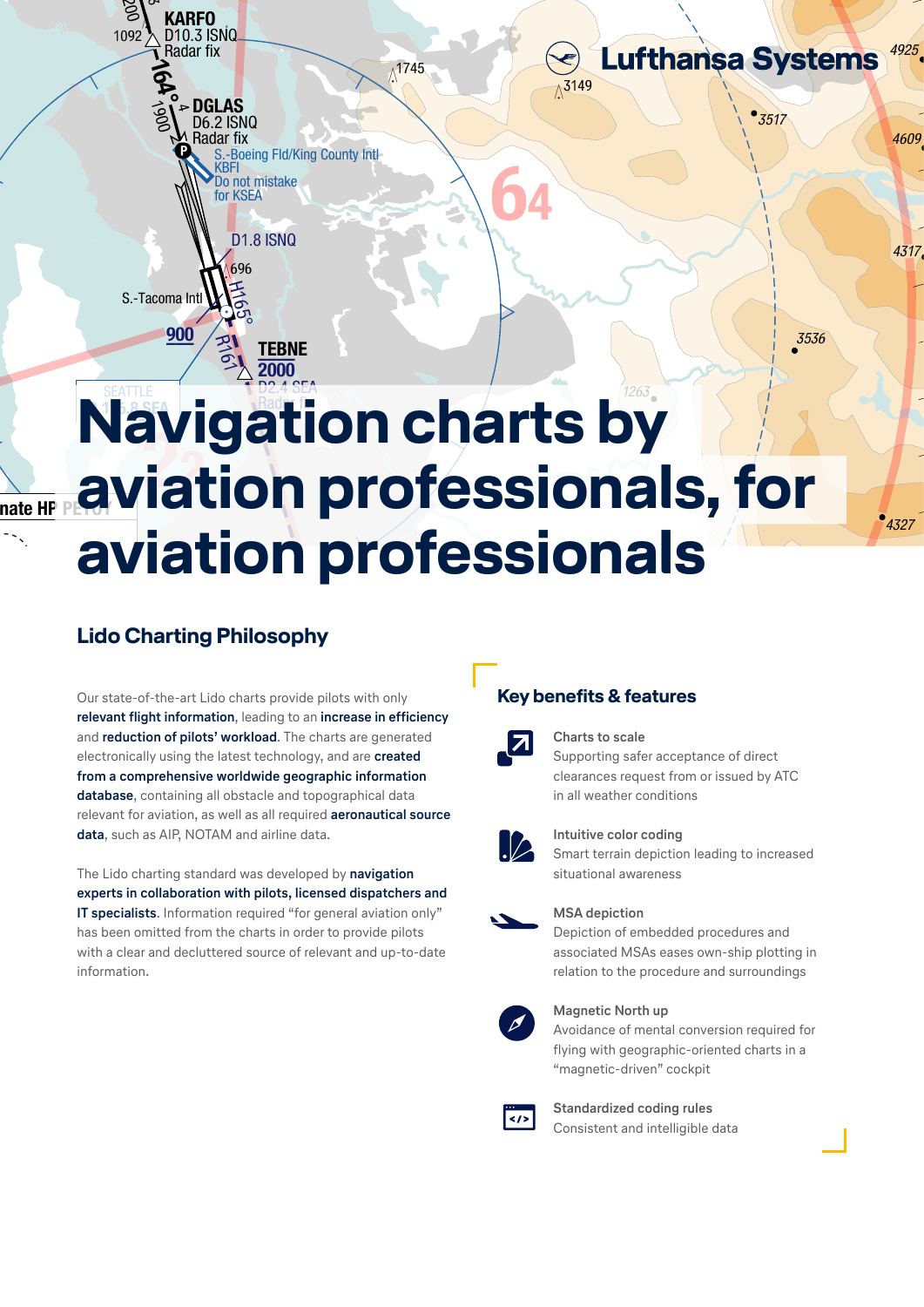# Navigation charts by aviation professionals, for aviation professionals

## Lido Charting Philosophy

Our state-of-the-art Lido charts provide pilots with only **relevant flight information**, leading to an **increase in efficiency** and **reduction of pilots' workload**. The charts are generated electronically using the latest technology, and are **created from a comprehensive worldwide geographic information database**, containing all obstacle and topographical data relevant for aviation, as well as all required **aeronautical source data**, such as AIP, NOTAM and airline data.

The Lido charting standard was developed by **navigation experts in collaboration with pilots, licensed dispatchers and IT specialists**. Information required "for general aviation only" has been omitted from the charts in order to provide pilots with a clear and decluttered source of relevant and up-to-date information.

## Key benefits & features

**Charts to scale**
Supporting safer acceptance of direct clearances request from or issued by ATC in all weather conditions

**Intuitive color coding**
Smart terrain depiction leading to increased situational awareness

**MSA depiction**
Depiction of embedded procedures and associated MSAs eases own-ship plotting in relation to the procedure and surroundings

**Magnetic North up**
Avoidance of mental conversion required for flying with geographic-oriented charts in a "magnetic-driven" cockpit

**Standardized coding rules**
Consistent and intelligible data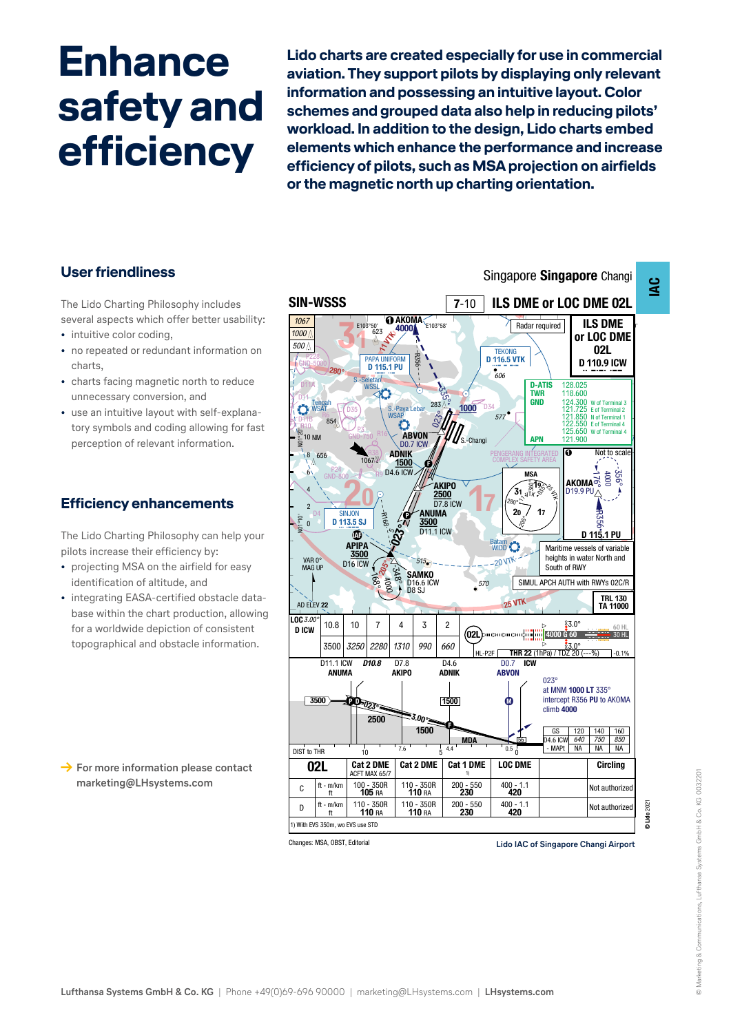# Enhance safety and efficiency

**Lido charts are created especially for use in commercial aviation. They support pilots by displaying only relevant information and possessing an intuitive layout. Color schemes and grouped data also help in reducing pilots' workload. In addition to the design, Lido charts embed elements which enhance the performance and increase efficiency of pilots, such as MSA projection on airfields or the magnetic north up charting orientation.**

## User friendliness

The Lido Charting Philosophy includes several aspects which offer better usability:

- intuitive color coding,
- no repeated or redundant information on charts,
- charts facing magnetic north to reduce unnecessary conversion, and
- use an intuitive layout with self-explanatory symbols and coding allowing for fast perception of relevant information.

## Efficiency enhancements

The Lido Charting Philosophy can help your pilots increase their efficiency by:

- projecting MSA on the airfield for easy identification of altitude, and
- integrating EASA-certified obstacle database within the chart production, allowing for a worldwide depiction of consistent topographical and obstacle information.

→ **For more information please contact marketing@LHsystems.com**

Singapore **Singapore** Changi

IAC

SIN-WSSS 7-10 ILS DME or LOC DME 02L

Changes: MSA, OBST, Editorial

Lido IAC of Singapore Changi Airport

**Lufthansa Systems GmbH & Co. KG** | Phone +49(0)69-696 90000 | marketing@LHsystems.com | **LHsystems.com**